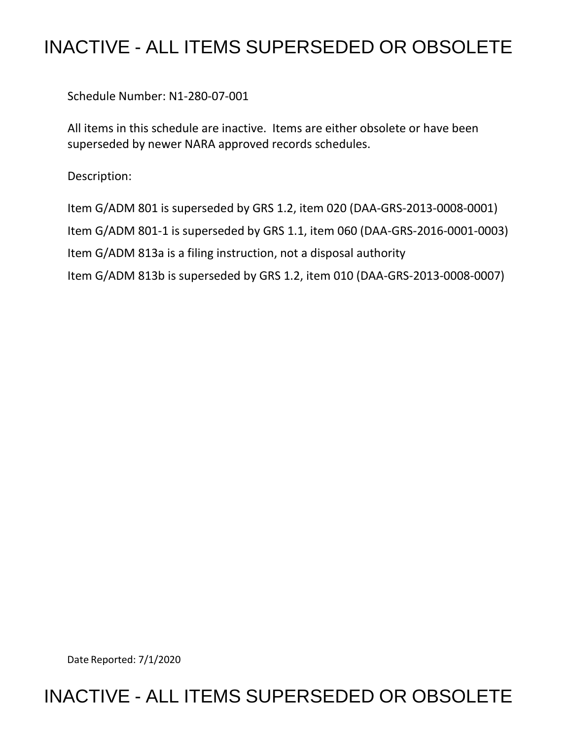# INACTIVE - ALL ITEMS SUPERSEDED OR OBSOLETE

Schedule Number: N1-280-07-001

All items in this schedule are inactive. Items are either obsolete or have been superseded by newer NARA approved records schedules.

Description:

Item G/ADM 801 is superseded by GRS 1.2, item 020 (DAA-GRS-2013-0008-0001)

Item G/ADM 801-1 is superseded by GRS 1.1, item 060 (DAA-GRS-2016-0001-0003)

Item G/ADM 813a is a filing instruction, not a disposal authority

Item G/ADM 813b is superseded by GRS 1.2, item 010 (DAA-GRS-2013-0008-0007)

Date Reported: 7/1/2020

# INACTIVE - ALL ITEMS SUPERSEDED OR OBSOLETE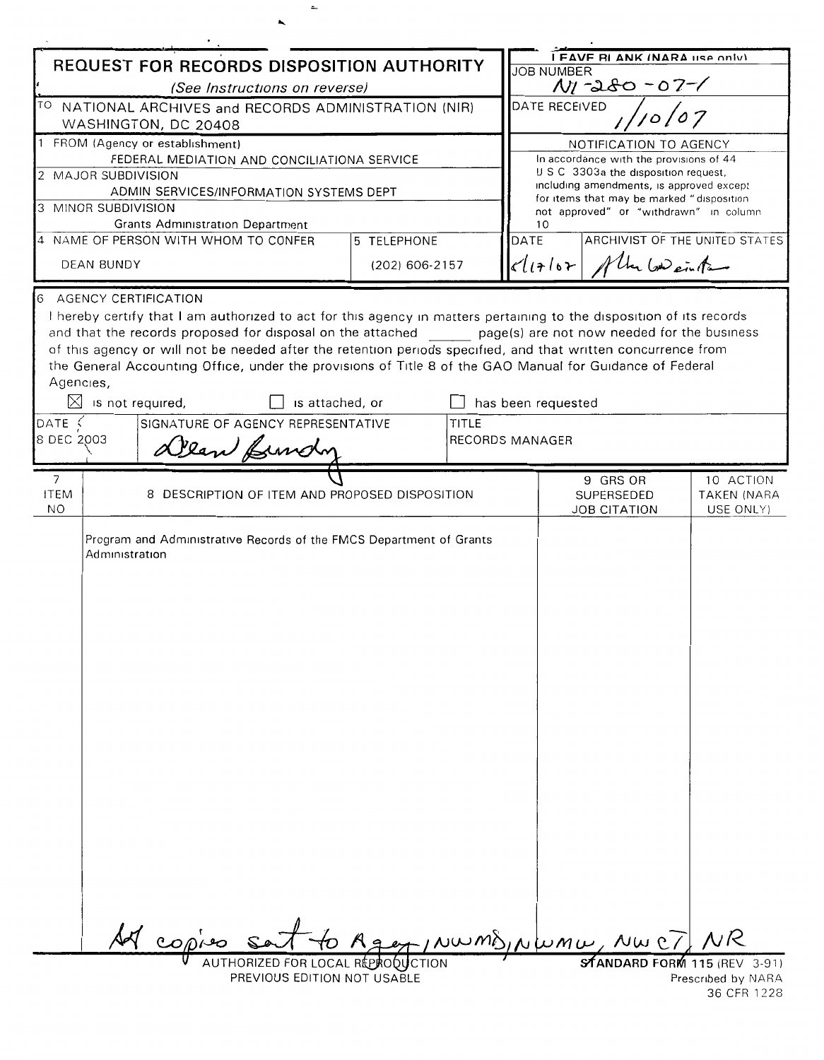# REQUEST FOR RECORDS DISPOSITION AUTHORITY

*(See Instructions on reverse)*

| | |
|---|---|
| TO NATIONAL ARCHIVES and RECORDS ADMINISTRATION (NIR) WASHINGTON, DC 20408 | LEAVE BLANK (NARA use only) |
| 1 FROM (Agency or establishment) FEDERAL MEDIATION AND CONCILIATIONA SERVICE | JOB NUMBER N1-280-07-1 |
| 2 MAJOR SUBDIVISION ADMIN SERVICES/INFORMATION SYSTEMS DEPT | DATE RECEIVED 1/10/07 |
| 3 MINOR SUBDIVISION Grants Administration Department | NOTIFICATION TO AGENCY In accordance with the provisions of 44 U S C 3303a the disposition request, including amendments, is approved except for items that may be marked "disposition not approved" or "withdrawn" in column 10 |
| 4 NAME OF PERSON WITH WHOM TO CONFER: DEAN BUNDY — 5 TELEPHONE: (202) 606-2157 | DATE: 8/17/07 — ARCHIVIST OF THE UNITED STATES: Allen Weinstein |

## 6 AGENCY CERTIFICATION

I hereby certify that I am authorized to act for this agency in matters pertaining to the disposition of its records and that the records proposed for disposal on the attached ______ page(s) are not now needed for the business of this agency or will not be needed after the retention periods specified, and that written concurrence from the General Accounting Office, under the provisions of Title 8 of the GAO Manual for Guidance of Federal Agencies,

☒ is not required, ☐ is attached, or ☐ has been requested

| DATE | SIGNATURE OF AGENCY REPRESENTATIVE | TITLE |
|---|---|---|
| 8 DEC 2003 | Dean Bundy | RECORDS MANAGER |

| 7 ITEM NO | 8 DESCRIPTION OF ITEM AND PROPOSED DISPOSITION | 9 GRS OR SUPERSEDED JOB CITATION | 10 ACTION TAKEN (NARA USE ONLY) |
|---|---|---|---|
| | Program and Administrative Records of the FMCS Department of Grants Administration | | |

Cc copies sent to Agency, NWMD, NWMW, NWCT, NR

AUTHORIZED FOR LOCAL REPRODUCTION
PREVIOUS EDITION NOT USABLE

STANDARD FORM 115 (REV 3-91)
Prescribed by NARA
36 CFR 1228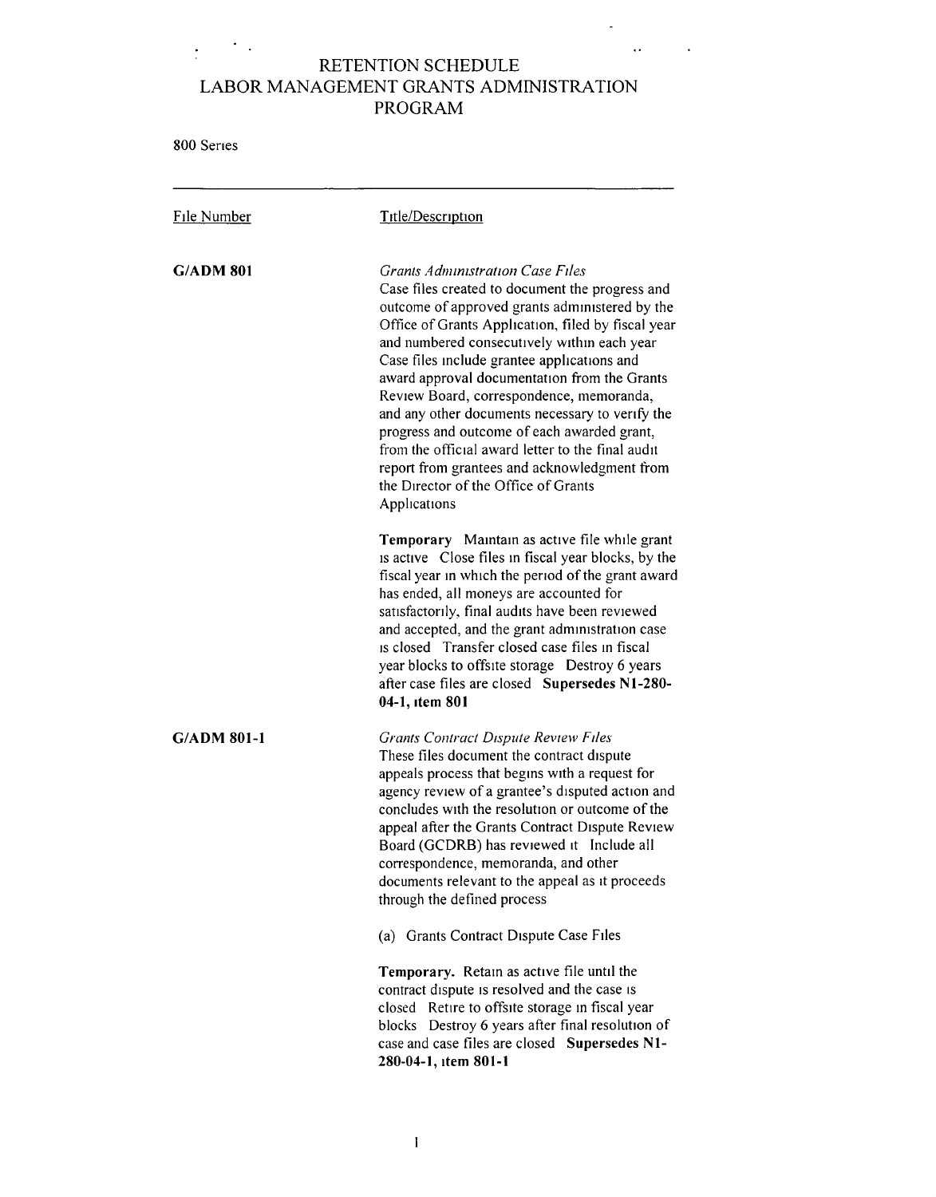# RETENTION SCHEDULE
# LABOR MANAGEMENT GRANTS ADMINISTRATION PROGRAM

800 Series

| File Number | Title/Description |
|---|---|
| **G/ADM 801** | *Grants Administration Case Files*<br>Case files created to document the progress and outcome of approved grants administered by the Office of Grants Application, filed by fiscal year and numbered consecutively within each year Case files include grantee applications and award approval documentation from the Grants Review Board, correspondence, memoranda, and any other documents necessary to verify the progress and outcome of each awarded grant, from the official award letter to the final audit report from grantees and acknowledgment from the Director of the Office of Grants Applications<br><br>**Temporary** Maintain as active file while grant is active Close files in fiscal year blocks, by the fiscal year in which the period of the grant award has ended, all moneys are accounted for satisfactorily, final audits have been reviewed and accepted, and the grant administration case is closed Transfer closed case files in fiscal year blocks to offsite storage Destroy 6 years after case files are closed **Supersedes N1-280-04-1, item 801** |
| **G/ADM 801-1** | *Grants Contract Dispute Review Files*<br>These files document the contract dispute appeals process that begins with a request for agency review of a grantee's disputed action and concludes with the resolution or outcome of the appeal after the Grants Contract Dispute Review Board (GCDRB) has reviewed it Include all correspondence, memoranda, and other documents relevant to the appeal as it proceeds through the defined process<br><br>(a) Grants Contract Dispute Case Files<br><br>**Temporary.** Retain as active file until the contract dispute is resolved and the case is closed Retire to offsite storage in fiscal year blocks Destroy 6 years after final resolution of case and case files are closed **Supersedes N1-280-04-1, item 801-1** |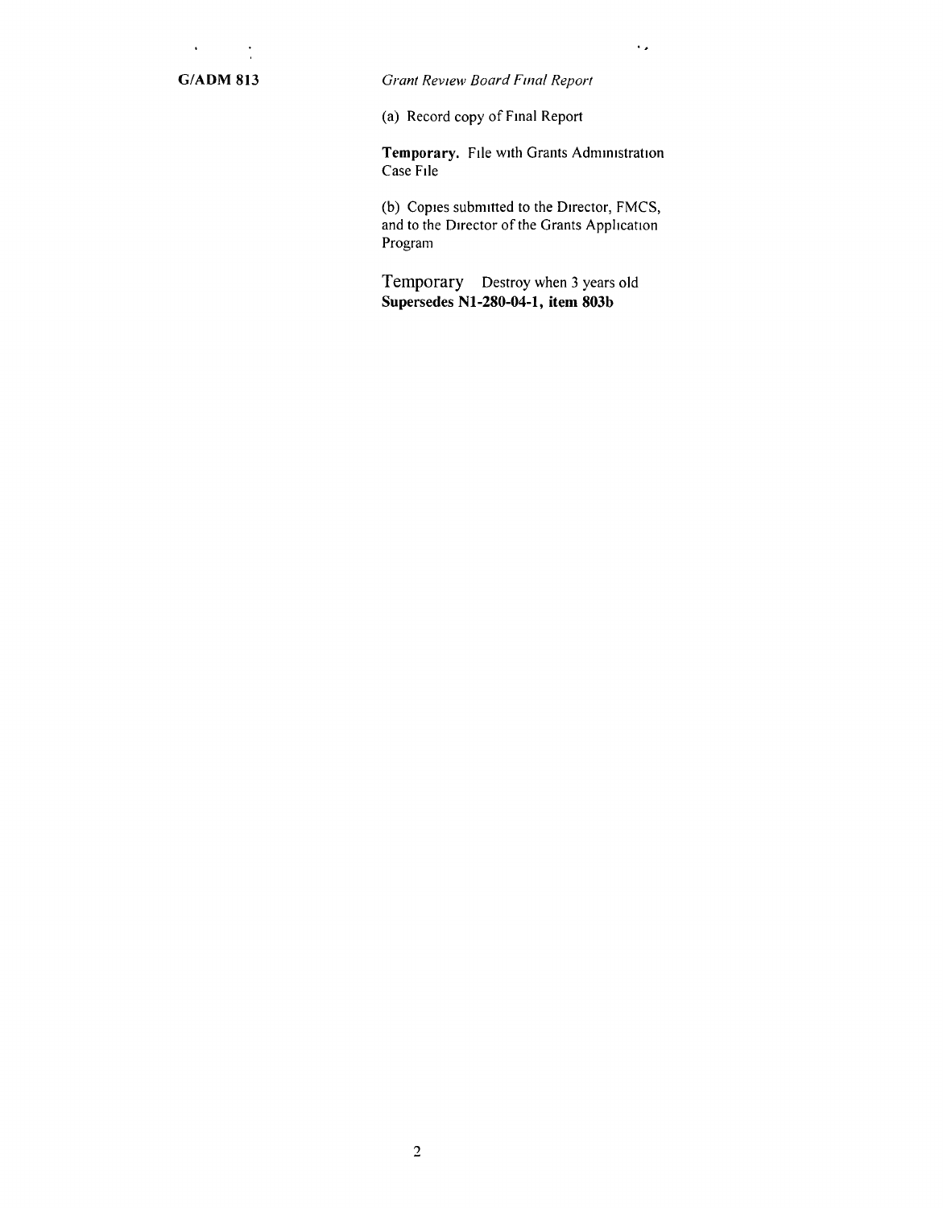**G/ADM 813**

*Grant Review Board Final Report*

(a) Record copy of Final Report

**Temporary.** File with Grants Administration Case File

(b) Copies submitted to the Director, FMCS, and to the Director of the Grants Application Program

Temporary Destroy when 3 years old
**Supersedes N1-280-04-1, item 803b**